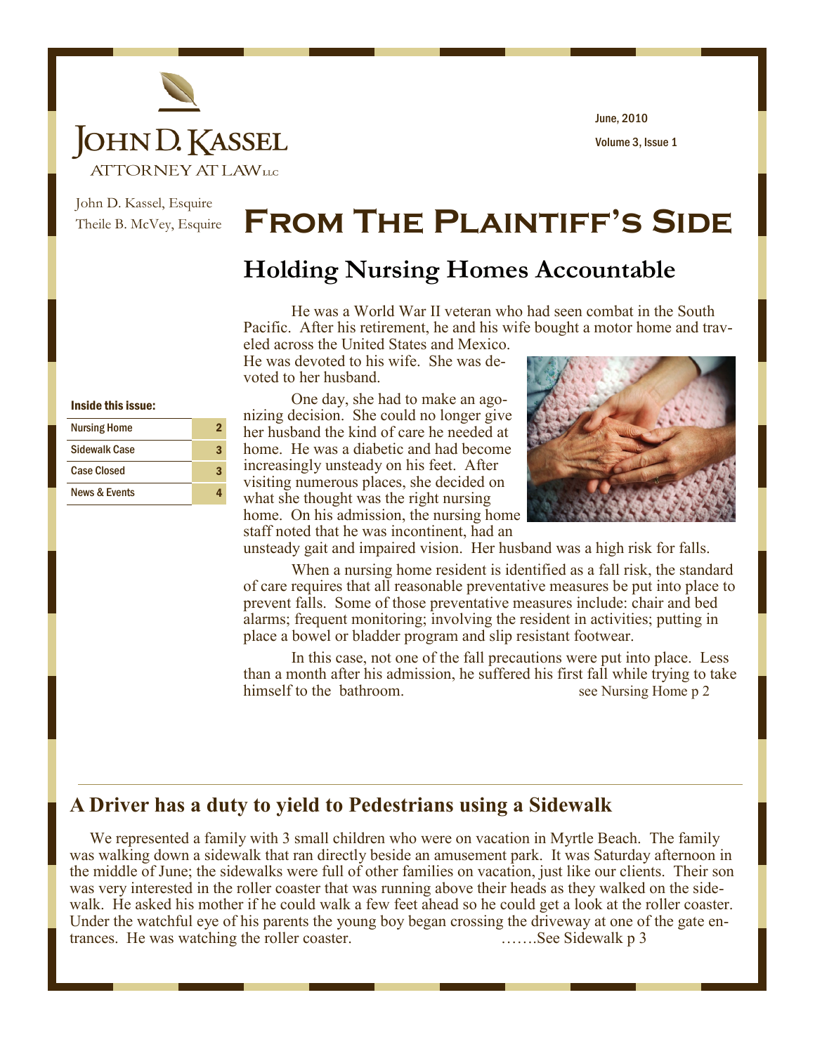# JOHN D. KASSEL

ATTORNEY AT LAW LLC

John D. Kassel, Esquire
Theile B. McVey, Esquire

June, 2010

Volume 3, Issue 1

# From The Plaintiff's Side

## Holding Nursing Homes Accountable

He was a World War II veteran who had seen combat in the South Pacific. After his retirement, he and his wife bought a motor home and traveled across the United States and Mexico. He was devoted to his wife. She was devoted to her husband.

One day, she had to make an agonizing decision. She could no longer give her husband the kind of care he needed at home. He was a diabetic and had become increasingly unsteady on his feet. After visiting numerous places, she decided on what she thought was the right nursing home. On his admission, the nursing home staff noted that he was incontinent, had an unsteady gait and impaired vision. Her husband was a high risk for falls.

When a nursing home resident is identified as a fall risk, the standard of care requires that all reasonable preventative measures be put into place to prevent falls. Some of those preventative measures include: chair and bed alarms; frequent monitoring; involving the resident in activities; putting in place a bowel or bladder program and slip resistant footwear.

In this case, not one of the fall precautions were put into place. Less than a month after his admission, he suffered his first fall while trying to take himself to the bathroom. see Nursing Home p 2

**Inside this issue:**

| | |
|---|---|
| Nursing Home | 2 |
| Sidewalk Case | 3 |
| Case Closed | 3 |
| News & Events | 4 |

## A Driver has a duty to yield to Pedestrians using a Sidewalk

We represented a family with 3 small children who were on vacation in Myrtle Beach. The family was walking down a sidewalk that ran directly beside an amusement park. It was Saturday afternoon in the middle of June; the sidewalks were full of other families on vacation, just like our clients. Their son was very interested in the roller coaster that was running above their heads as they walked on the sidewalk. He asked his mother if he could walk a few feet ahead so he could get a look at the roller coaster. Under the watchful eye of his parents the young boy began crossing the driveway at one of the gate entrances. He was watching the roller coaster. …….See Sidewalk p 3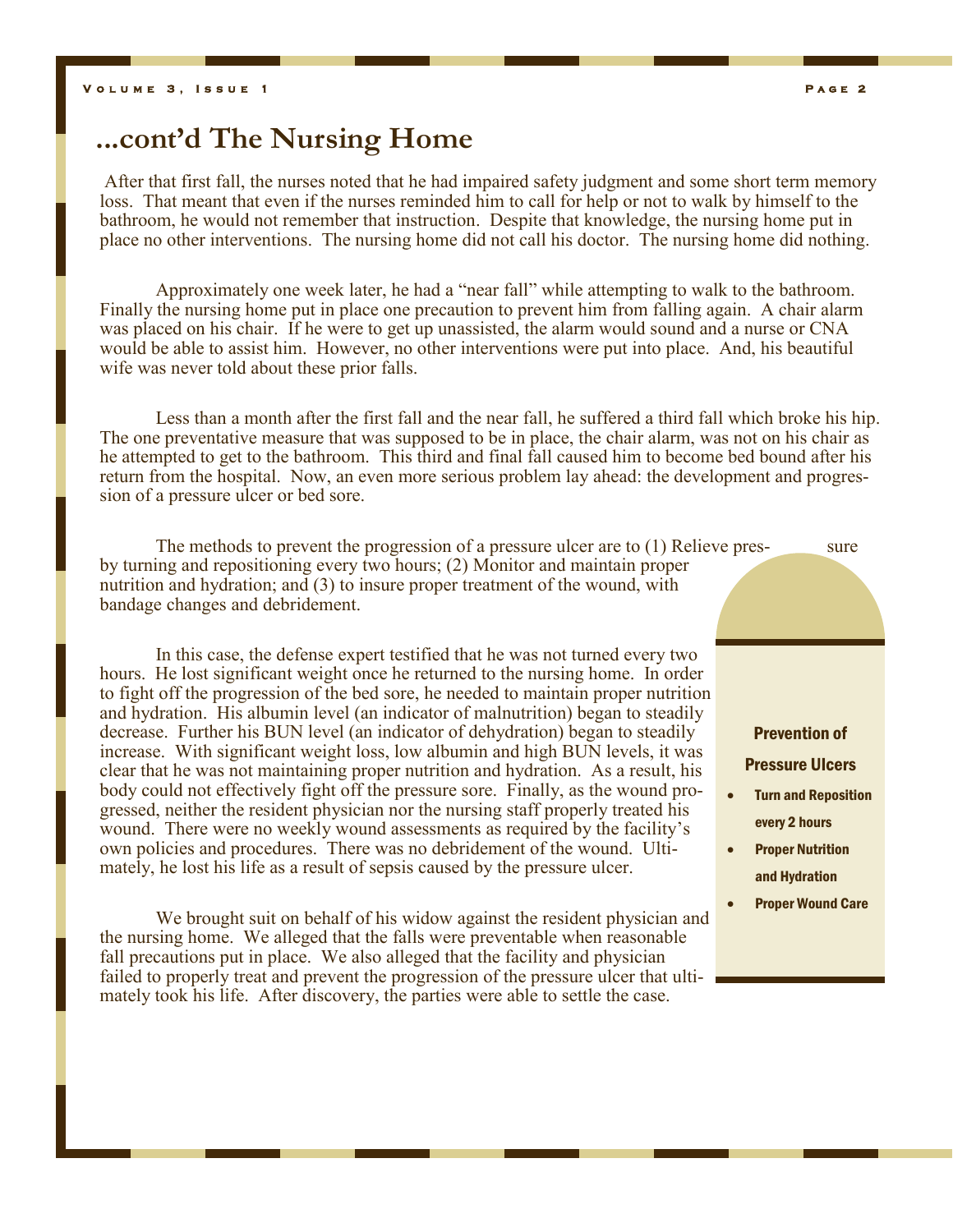## ...cont'd The Nursing Home

After that first fall, the nurses noted that he had impaired safety judgment and some short term memory loss. That meant that even if the nurses reminded him to call for help or not to walk by himself to the bathroom, he would not remember that instruction. Despite that knowledge, the nursing home put in place no other interventions. The nursing home did not call his doctor. The nursing home did nothing.

Approximately one week later, he had a "near fall" while attempting to walk to the bathroom. Finally the nursing home put in place one precaution to prevent him from falling again. A chair alarm was placed on his chair. If he were to get up unassisted, the alarm would sound and a nurse or CNA would be able to assist him. However, no other interventions were put into place. And, his beautiful wife was never told about these prior falls.

Less than a month after the first fall and the near fall, he suffered a third fall which broke his hip. The one preventative measure that was supposed to be in place, the chair alarm, was not on his chair as he attempted to get to the bathroom. This third and final fall caused him to become bed bound after his return from the hospital. Now, an even more serious problem lay ahead: the development and progression of a pressure ulcer or bed sore.

The methods to prevent the progression of a pressure ulcer are to (1) Relieve pressure by turning and repositioning every two hours; (2) Monitor and maintain proper nutrition and hydration; and (3) to insure proper treatment of the wound, with bandage changes and debridement.

In this case, the defense expert testified that he was not turned every two hours. He lost significant weight once he returned to the nursing home. In order to fight off the progression of the bed sore, he needed to maintain proper nutrition and hydration. His albumin level (an indicator of malnutrition) began to steadily decrease. Further his BUN level (an indicator of dehydration) began to steadily increase. With significant weight loss, low albumin and high BUN levels, it was clear that he was not maintaining proper nutrition and hydration. As a result, his body could not effectively fight off the pressure sore. Finally, as the wound progressed, neither the resident physician nor the nursing staff properly treated his wound. There were no weekly wound assessments as required by the facility's own policies and procedures. There was no debridement of the wound. Ultimately, he lost his life as a result of sepsis caused by the pressure ulcer.

We brought suit on behalf of his widow against the resident physician and the nursing home. We alleged that the falls were preventable when reasonable fall precautions put in place. We also alleged that the facility and physician failed to properly treat and prevent the progression of the pressure ulcer that ultimately took his life. After discovery, the parties were able to settle the case.

**Prevention of Pressure Ulcers**

- Turn and Reposition every 2 hours
- Proper Nutrition and Hydration
- Proper Wound Care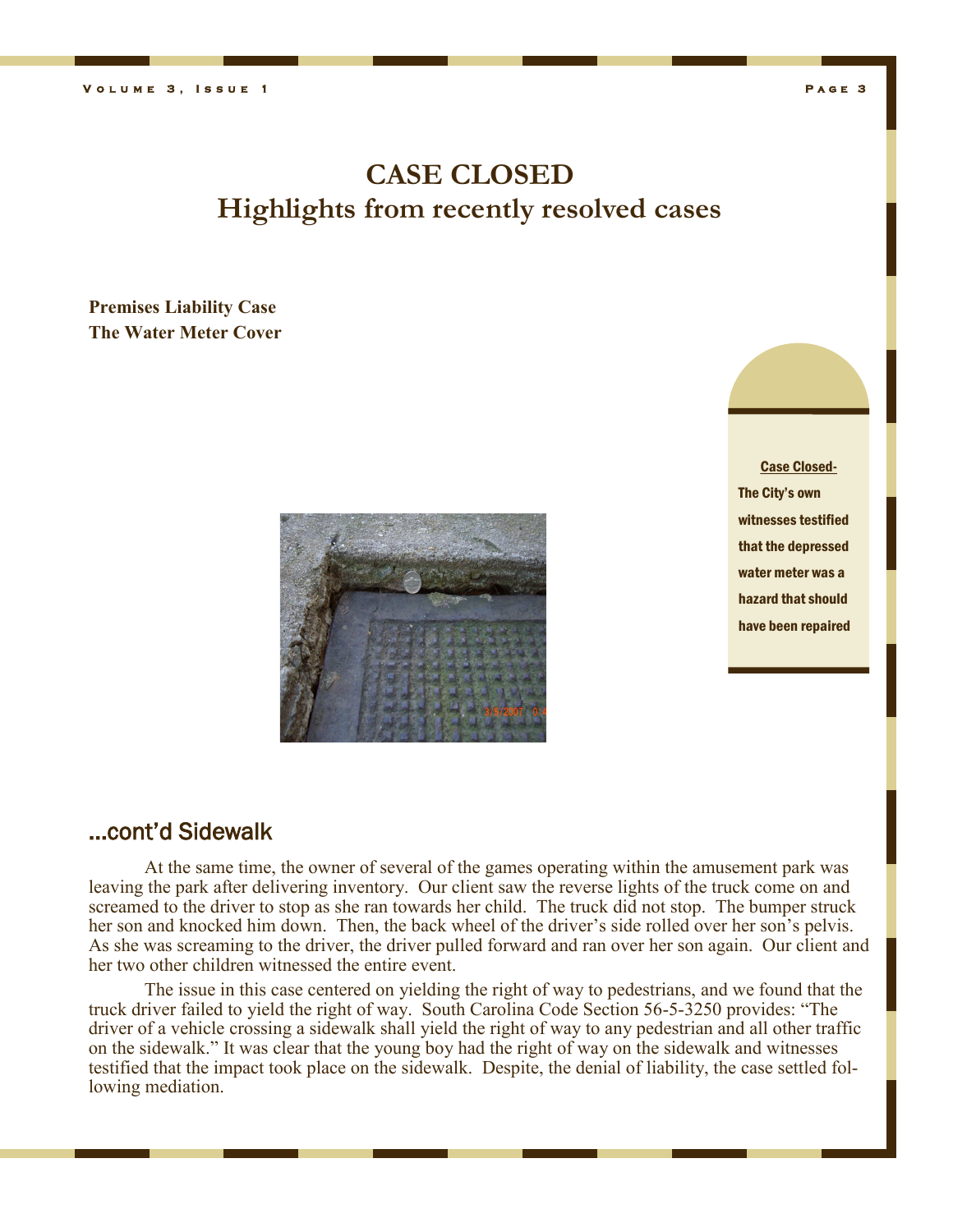# CASE CLOSED
## Highlights from recently resolved cases

**Premises Liability Case**
**The Water Meter Cover**

**Case Closed-**
**The City's own witnesses testified that the depressed water meter was a hazard that should have been repaired**

## ...cont'd Sidewalk

At the same time, the owner of several of the games operating within the amusement park was leaving the park after delivering inventory. Our client saw the reverse lights of the truck come on and screamed to the driver to stop as she ran towards her child. The truck did not stop. The bumper struck her son and knocked him down. Then, the back wheel of the driver's side rolled over her son's pelvis. As she was screaming to the driver, the driver pulled forward and ran over her son again. Our client and her two other children witnessed the entire event.

The issue in this case centered on yielding the right of way to pedestrians, and we found that the truck driver failed to yield the right of way. South Carolina Code Section 56-5-3250 provides: "The driver of a vehicle crossing a sidewalk shall yield the right of way to any pedestrian and all other traffic on the sidewalk." It was clear that the young boy had the right of way on the sidewalk and witnesses testified that the impact took place on the sidewalk. Despite, the denial of liability, the case settled following mediation.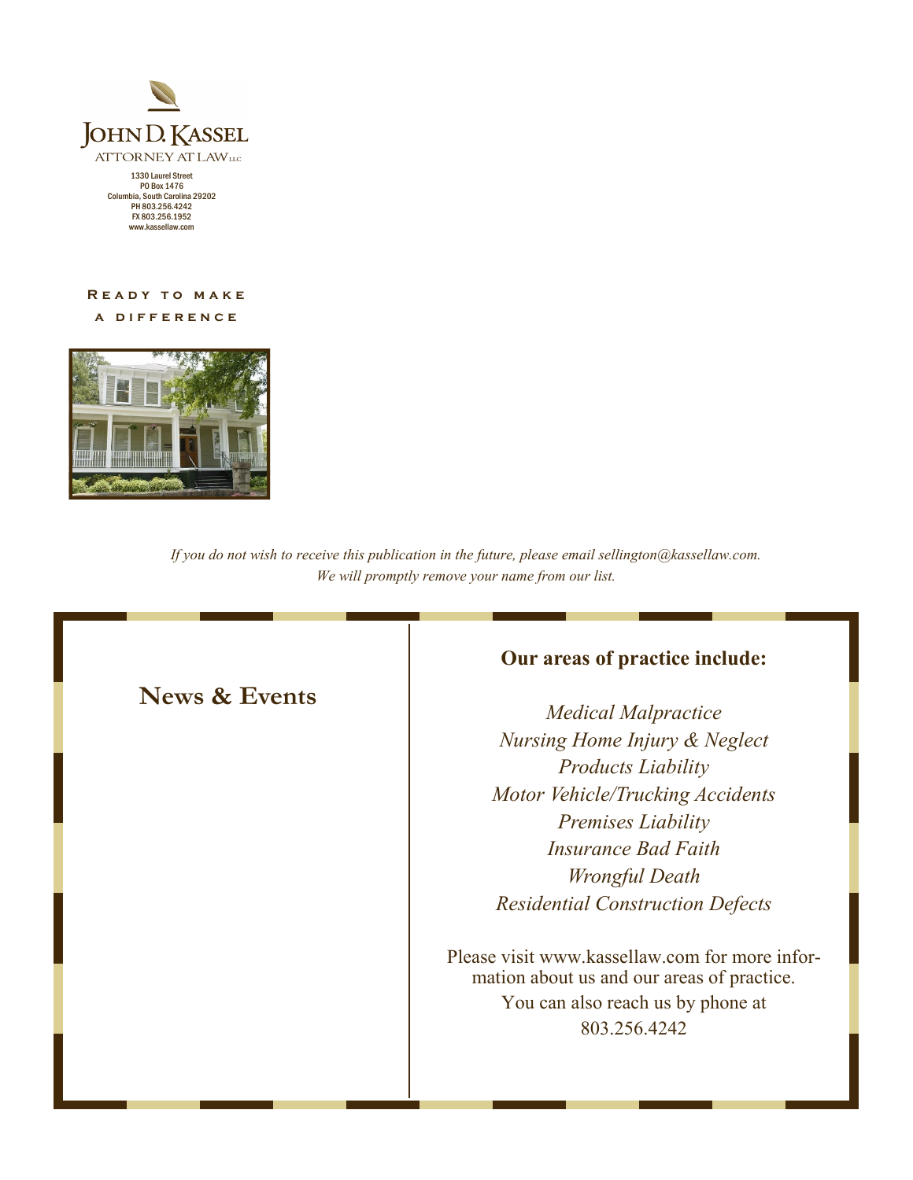John D. Kassel
ATTORNEY AT LAW LLC

1330 Laurel Street
PO Box 1476
Columbia, South Carolina 29202
PH 803.256.4242
FX 803.256.1952
www.kassellaw.com

READY TO MAKE A DIFFERENCE

*If you do not wish to receive this publication in the future, please email sellington@kassellaw.com. We will promptly remove your name from our list.*

## News & Events

**Our areas of practice include:**

*Medical Malpractice*
*Nursing Home Injury & Neglect*
*Products Liability*
*Motor Vehicle/Trucking Accidents*
*Premises Liability*
*Insurance Bad Faith*
*Wrongful Death*
*Residential Construction Defects*

Please visit www.kassellaw.com for more information about us and our areas of practice. You can also reach us by phone at 803.256.4242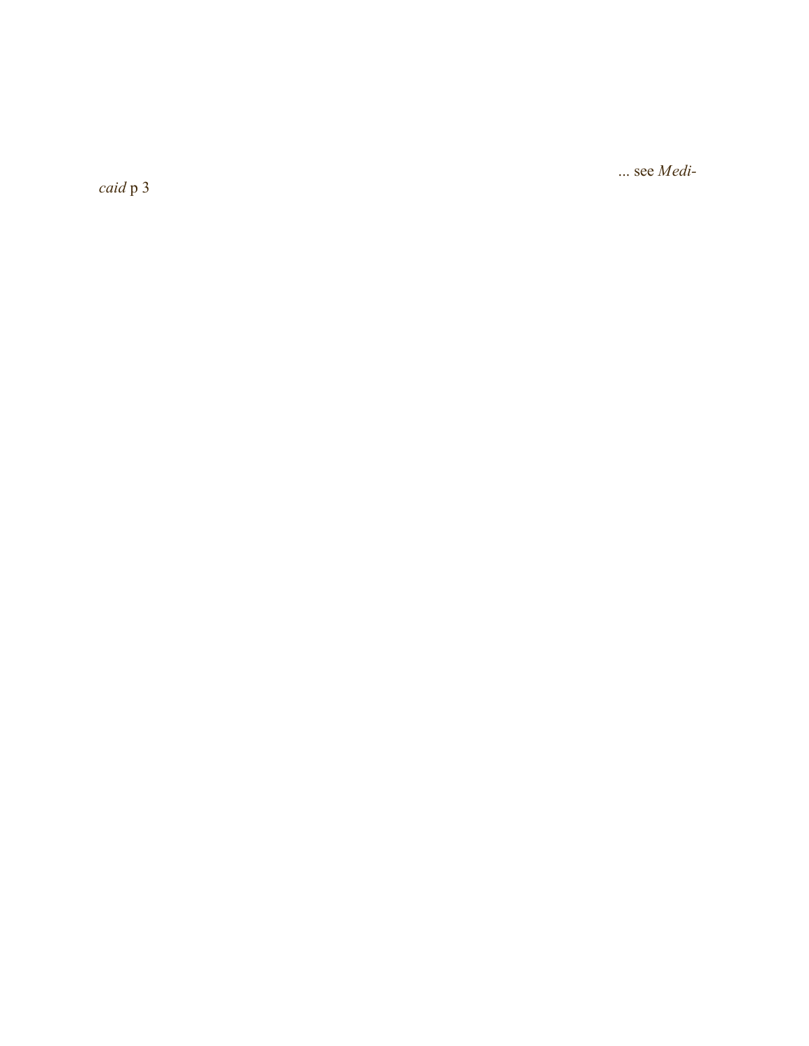... see *Medicaid* p 3